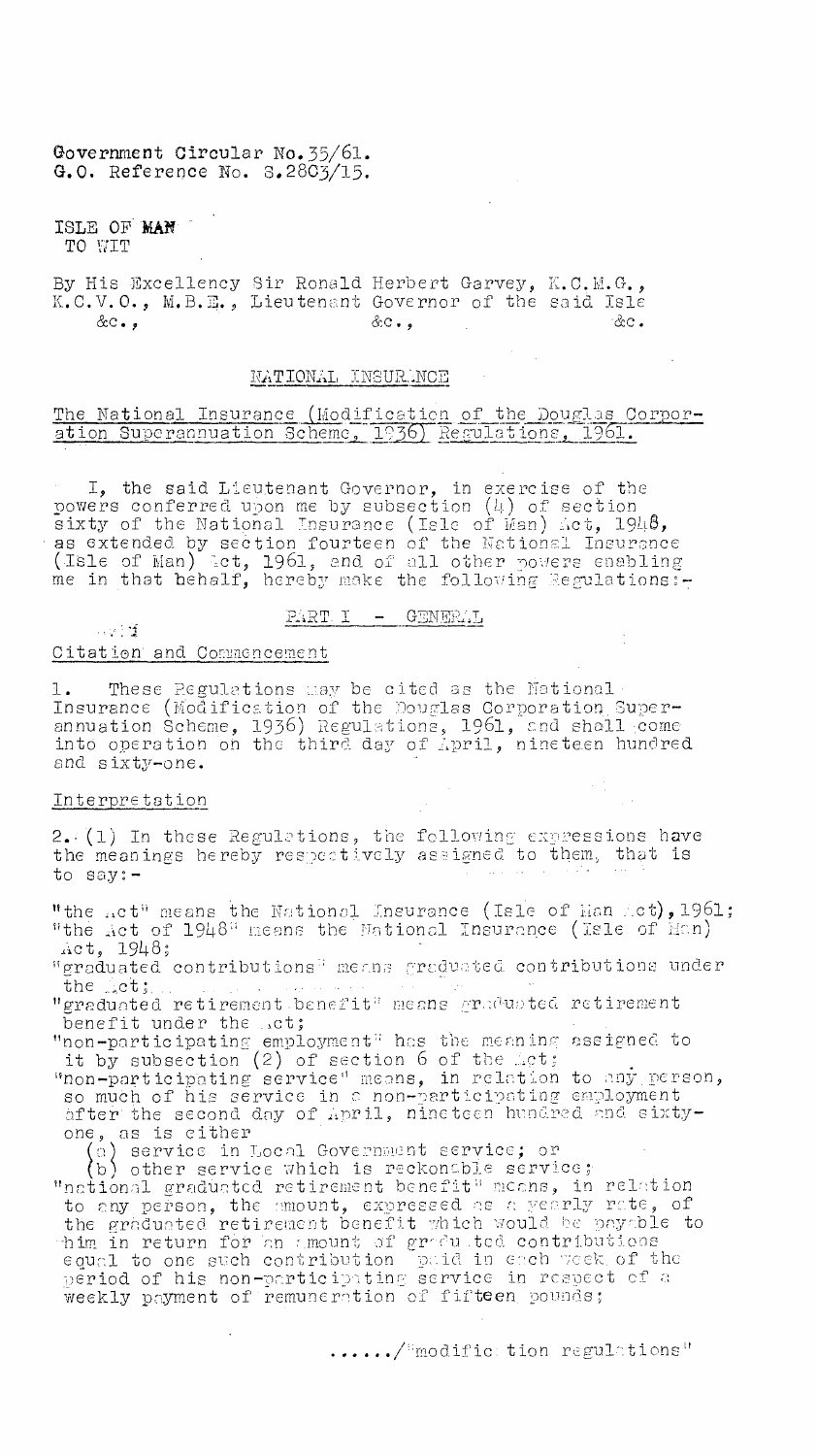Government Circular No.35/61.
G.O. Reference No. S.2803/15.

ISLE OF MAN
TO WIT

By His Excellency Sir Ronald Herbert Garvey, K.C.M.G., K.C.V.O., M.B.E., Lieutenant Governor of the said Isle &c., &c., &c.

## NATIONAL INSURANCE

## The National Insurance (Modification of the Douglas Corporation Superannuation Scheme, 1936) Regulations, 1961.

I, the said Lieutenant Governor, in exercise of the powers conferred upon me by subsection (4) of section sixty of the National Insurance (Isle of Man) Act, 1948, as extended by section fourteen of the National Insurance (Isle of Man) Act, 1961, and of all other powers enabling me in that behalf, hereby make the following Regulations:-

### PART I - GENERAL

#### Citation and Commencement

1. These Regulations may be cited as the National Insurance (Modification of the Douglas Corporation Superannuation Scheme, 1936) Regulations, 1961, and shall come into operation on the third day of April, nineteen hundred and sixty-one.

#### Interpretation

2.-(1) In these Regulations, the following expressions have the meanings hereby respectively assigned to them, that is to say:-

"the Act" means the National Insurance (Isle of Man Act), 1961;
"the Act of 1948" means the National Insurance (Isle of Man) Act, 1948;
"graduated contributions" means graduated contributions under the Act;
"graduated retirement benefit" means graduated retirement benefit under the Act;
"non-participating employment" has the meaning assigned to it by subsection (2) of section 6 of the Act;
"non-participating service" means, in relation to any person, so much of his service in a non-participating employment after the second day of April, nineteen hundred and sixty-one, as is either
 (a) service in Local Government service; or
 (b) other service which is reckonable service;
"national graduated retirement benefit" means, in relation to any person, the amount, expressed as a yearly rate, of the graduated retirement benefit which would be payable to him in return for an amount of graduated contributions equal to one such contribution paid in each week of the period of his non-participating service in respect of a weekly payment of remuneration of fifteen pounds;

....../"modification regulations"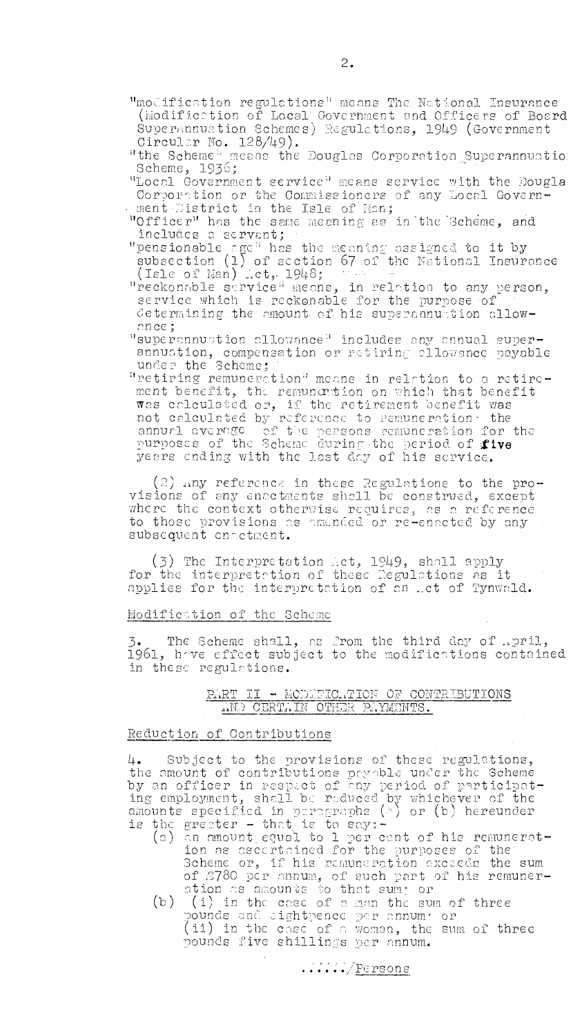"modification regulations" means The National Insurance (Modification of Local Government and Officers of Board Superannuation Schemes) Regulations, 1949 (Government Circular No. 128/49).

"the Scheme" means the Douglas Corporation Superannuation Scheme, 1936;

"Local Government service" means service with the Douglas Corporation or the Commissioners of any Local Government District in the Isle of Man;

"Officer" has the same meaning as in the Scheme, and includes a servant;

"pensionable age" has the meaning assigned to it by subsection (1) of section 67 of the National Insurance (Isle of Man) Act, 1948;

"reckonable service" means, in relation to any person, service which is reckonable for the purpose of determining the amount of his superannuation allowance;

"superannuation allowance" includes any annual superannuation, compensation or retiring allowance payable under the Scheme;

"retiring remuneration" means in relation to a retirement benefit, the remuneration on which that benefit was calculated or, if the retirement benefit was not calculated by reference to remuneration the annual average of the persons remuneration for the purposes of the Scheme during the period of **five** years ending with the last day of his service.

(2) Any reference in these Regulations to the provisions of any enactments shall be construed, except where the context otherwise requires, as a reference to those provisions as amended or re-enacted by any subsequent enactment.

(3) The Interpretation Act, 1949, shall apply for the interpretation of these Regulations as it applies for the interpretation of an Act of Tynwald.

## Modification of the Scheme

3. The Scheme shall, as from the third day of April, 1961, have effect subject to the modifications contained in these regulations.

## PART II - MODIFICATION OF CONTRIBUTIONS AND CERTAIN OTHER PAYMENTS.

### Reduction of Contributions

4. Subject to the provisions of these regulations, the amount of contributions payable under the Scheme by an officer in respect of any period of participating employment, shall be reduced by whichever of the amounts specified in paragraphs (a) or (b) hereunder is the greater - that is to say:-

(a) an amount equal to 1 per cent of his remuneration as ascertained for the purposes of the Scheme or, if his remuneration exceeds the sum of £780 per annum, of such part of his remuneration as amounts to that sum; or

(b) (i) in the case of a man the sum of three pounds and eightpence per annum; or
(ii) in the case of a woman, the sum of three pounds five shillings per annum.

....../Persons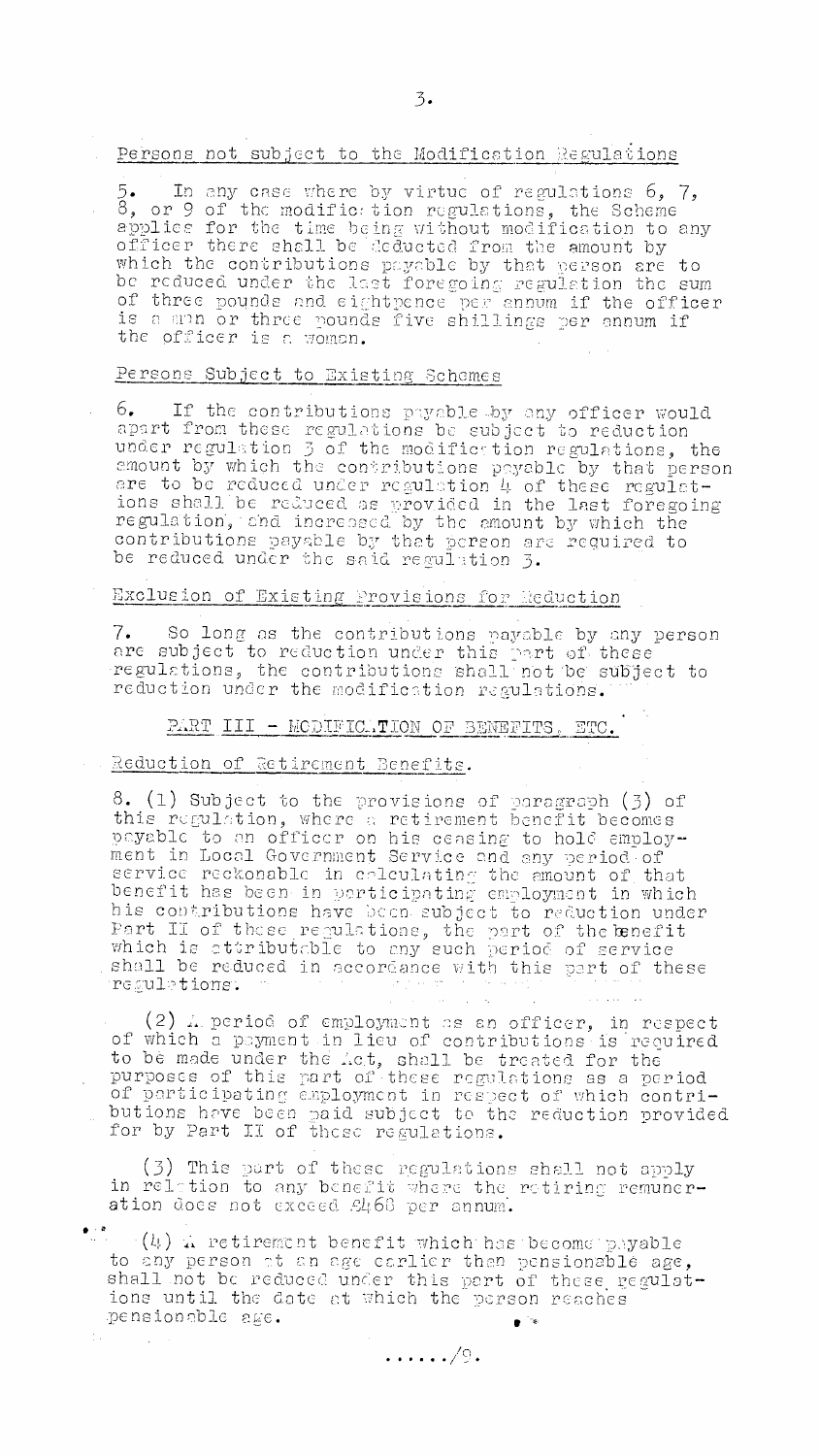Persons not subject to the Modification Regulations

5. In any case where by virtue of regulations 6, 7, 8, or 9 of the modification regulations, the Scheme applies for the time being without modification to any officer there shall be deducted from the amount by which the contributions payable by that person are to be reduced under the last foregoing regulation the sum of three pounds and eightpence per annum if the officer is a man or three pounds five shillings per annum if the officer is a woman.

Persons Subject to Existing Schemes

6. If the contributions payable by any officer would apart from these regulations be subject to reduction under regulation 3 of the modification regulations, the amount by which the contributions payable by that person are to be reduced under regulation 4 of these regulations shall be reduced as provided in the last foregoing regulation, and increased by the amount by which the contributions payable by that person are required to be reduced under the said regulation 3.

Exclusion of Existing Provisions for Reduction

7. So long as the contributions payable by any person are subject to reduction under this part of these regulations, the contributions shall not be subject to reduction under the modification regulations.

PART III - MODIFICATION OF BENEFITS, ETC.

Reduction of Retirement Benefits.

8. (1) Subject to the provisions of paragraph (3) of this regulation, where a retirement benefit becomes payable to an officer on his ceasing to hold employment in Local Government Service and any period of service reckonable in calculating the amount of that benefit has been in participating employment in which his contributions have been subject to reduction under Part II of these regulations, the part of the benefit which is attributable to any such period of service shall be reduced in accordance with this part of these regulations.

(2) A period of employment as an officer, in respect of which a payment in lieu of contributions is required to be made under the Act, shall be treated for the purposes of this part of these regulations as a period of participating employment in respect of which contributions have been paid subject to the reduction provided for by Part II of these regulations.

(3) This part of these regulations shall not apply in relation to any benefit where the retiring remuneration does not exceed £468 per annum.

(4) A retirement benefit which has become payable to any person at an age earlier than pensionable age, shall not be reduced under this part of these regulations until the date at which the person reaches pensionable age.

....../9.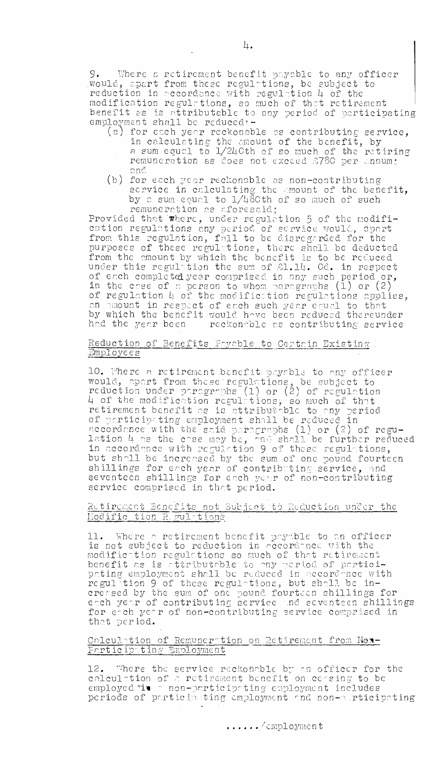9. Where a retirement benefit payable to any officer would, apart from these regulations, be subject to reduction in accordance with regulation 4 of the modification regulations, so much of that retirement benefit as is attributable to any period of participating employment shall be reduced:-

(a) for each year reckonable as contributing service, in calculating the amount of the benefit, by a sum equal to 1/240th of so much of the retiring remuneration as does not exceed £780 per annum; and

(b) for each year reckonable as non-contributing service in calculating the amount of the benefit, by a sum equal to 1/480th of so much of such remuneration as aforesaid;

Provided that where, under regulation 5 of the modification regulations any period of service would, apart from this regulation, fall to be disregarded for the purposes of these regulations, there shall be deducted from the amount by which the benefit is to be reduced under this regulation the sum of £1.14. 0d. in respect of each completed year comprised in any such period or, in the case of a person to whom paragraphs (1) or (2) of regulation 4 of the modification regulations applies, an amount in respect of each such year equal to that by which the benefit would have been reduced thereunder had the year been reckonable as contributing service

## Reduction of Benefits Payable to Certain Existing Employees

10. Where a retirement benefit payable to any officer would, apart from these regulations, be subject to reduction under paragraphs (1) or (2) of regulation 4 of the modification regulations, so much of that retirement benefit as is attributable to any period of participating employment shall be reduced in accordance with the said paragraphs (1) or (2) of regulation 4 as the case may be, and shall be further reduced in accordance with regulation 9 of these regulations, but shall be increased by the sum of one pound fourteen shillings for each year of contributing service, and seventeen shillings for each year of non-contributing service comprised in that period.

## Retirement Benefits not Subject to Reduction under the Modification Regulations

11. Where a retirement benefit payable to an officer is not subject to reduction in accordance with the modification regulations so much of that retirement benefit as is attributable to any period of participating employment shall be reduced in accordance with regulation 9 of these regulations, but shall be increased by the sum of one pound fourteen shillings for each year of contributing service and seventeen shillings for each year of non-contributing service comprised in that period.

## Calculation of Remuneration on Retirement from Non-Participating Employment

12. Where the service reckonable by an officer for the calculation of a retirement benefit on ceasing to be employed in a non-participating employment includes periods of participating employment and non-participating

....../employment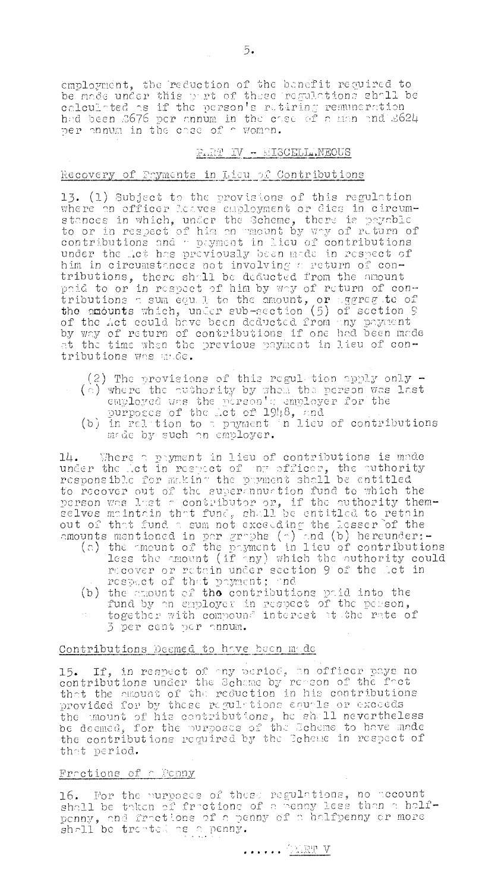employment, the reduction of the benefit required to be made under this part of these regulations shall be calculated as if the person's retiring remuneration had been £676 per annum in the case of a man and £624 per annum in the case of a woman.

## PART IV - MISCELLANEOUS

### Recovery of Payments in Lieu of Contributions

13. (1) Subject to the provisions of this regulation where an officer leaves employment or dies in circumstances in which, under the Scheme, there is payable to or in respect of him an amount by way of return of contributions and a payment in lieu of contributions under the Act has previously been made in respect of him in circumstances not involving a return of contributions, there shall be deducted from the amount paid to or in respect of him by way of return of contributions a sum equal to the amount, or aggregate of the amounts which, under sub-section (5) of section 9 of the Act could have been deducted from any payment by way of return of contributions if one had been made at the time when the previous payment in lieu of contributions was made.

(2) The provisions of this regulation apply only -
(a) where the authority by whom the person was last employed was the person's employer for the purposes of the Act of 1948, and
(b) in relation to a payment in lieu of contributions made by such an employer.

14. Where a payment in lieu of contributions is made under the Act in respect of any officer, the authority responsible for making the payment shall be entitled to recover out of the superannuation fund to which the person was last a contributor or, if the authority themselves maintain that fund, shall be entitled to retain out of that fund a sum not exceeding the lesser of the amounts mentioned in paragraphs (a) and (b) hereunder:-
(a) the amount of the payment in lieu of contributions less the amount (if any) which the authority could recover or retain under section 9 of the Act in respect of that payment; and
(b) the amount of the contributions paid into the fund by an employer in respect of the person, together with compound interest at the rate of 3 per cent per annum.

### Contributions Deemed to have been made

15. If, in respect of any period, an officer pays no contributions under the Scheme by reason of the fact that the amount of the reduction in his contributions provided for by these regulations equals or exceeds the amount of his contributions, he shall nevertheless be deemed, for the purposes of the Scheme to have made the contributions required by the Scheme in respect of that period.

### Fractions of a Penny

16. For the purposes of these regulations, no account shall be taken of fractions of a penny less than a halfpenny, and fractions of a penny of a halfpenny or more shall be treated as a penny.

...... PART V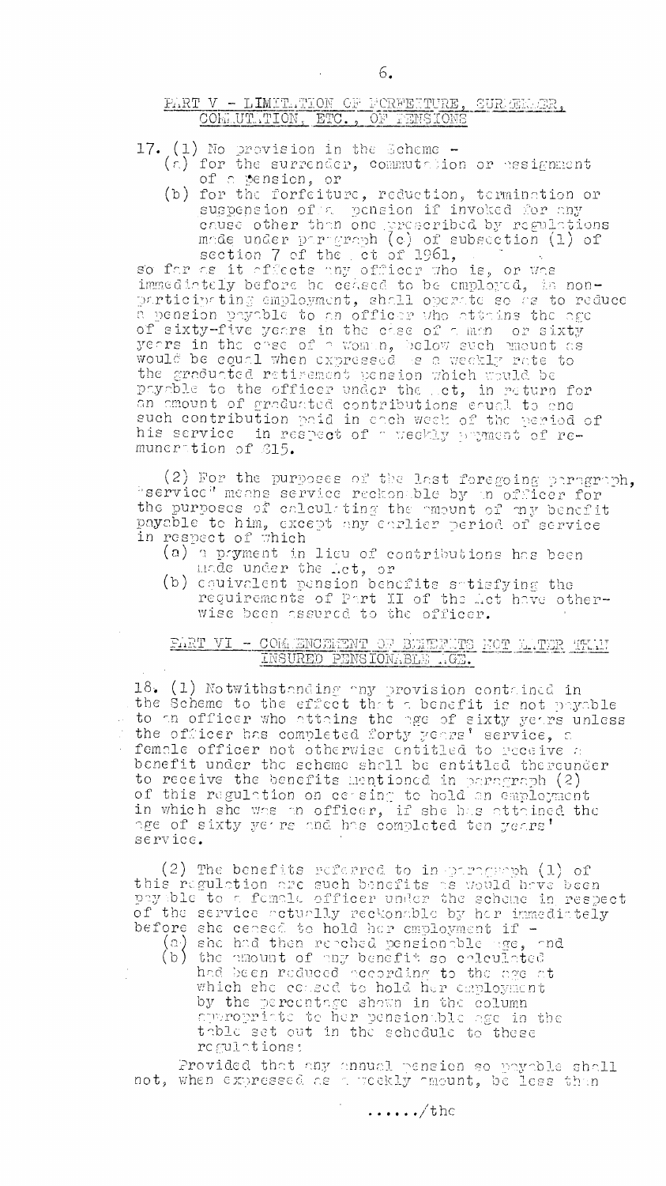## PART V - LIMITATION OF FORFEITURE, SURRENDER, COMMUTATION, ETC., OF PENSIONS

17. (1) No provision in the Scheme -

(a) for the surrender, commutation or assignment of a pension, or

(b) for the forfeiture, reduction, termination or suspension of a pension if invoked for any cause other than one prescribed by regulations made under paragraph (c) of subsection (1) of section 7 of the Act of 1961,

so far as it affects any officer who is, or was immediately before he ceased to be employed, in non-participating employment, shall operate so as to reduce a pension payable to an officer who attains the age of sixty-five years in the case of a man or sixty years in the case of a woman, below such amount as would be equal when expressed as a weekly rate to the graduated retirement pension which would be payable to the officer under the Act, in return for an amount of graduated contributions equal to one such contribution paid in each week of the period of his service in respect of a weekly payment of remuneration of £15.

(2) For the purposes of the last foregoing paragraph, "service" means service reckonable by an officer for the purposes of calculating the amount of any benefit payable to him, except any earlier period of service in respect of which

(a) a payment in lieu of contributions has been made under the Act, or

(b) equivalent pension benefits satisfying the requirements of Part II of the Act have otherwise been assured to the officer.

## PART VI - COMMENCEMENT OF BENEFITS NOT LATER THAN INSURED PENSIONABLE AGE.

18. (1) Notwithstanding any provision contained in the Scheme to the effect that a benefit is not payable to an officer who attains the age of sixty years unless the officer has completed forty years' service, a female officer not otherwise entitled to receive a benefit under the scheme shall be entitled thereunder to receive the benefits mentioned in paragraph (2) of this regulation on ceasing to hold an employment in which she was an officer, if she has attained the age of sixty years and has completed ten years' service.

(2) The benefits referred to in paragraph (1) of this regulation are such benefits as would have been payable to a female officer under the scheme in respect of the service actually reckonable by her immediately before she ceased to hold her employment if -

(a) she had then reached pensionable age, and

(b) the amount of any benefit so calculated had been reduced according to the age at which she ceased to hold her employment by the percentage shown in the column appropriate to her pensionable age in the table set out in the schedule to these regulations:

Provided that any annual pension so payable shall not, when expressed as a weekly amount, be less than

....../the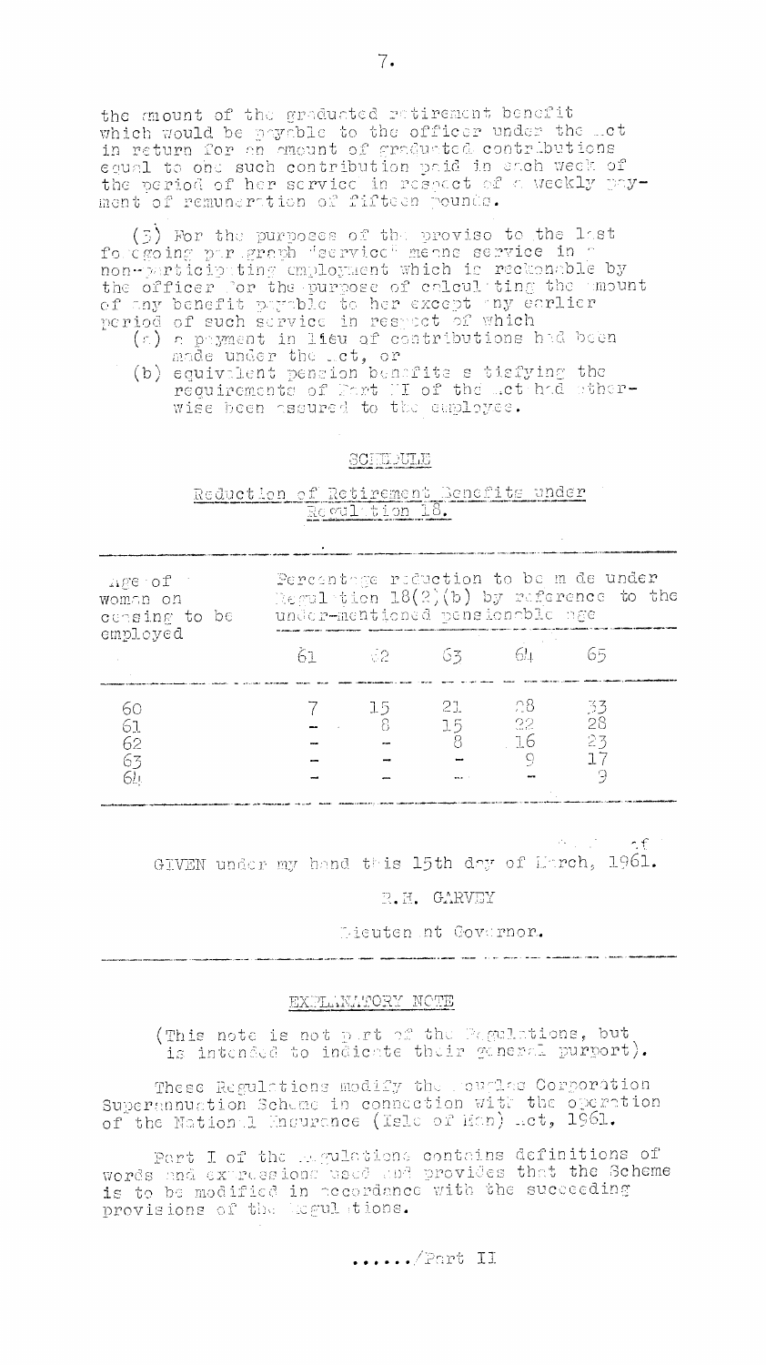the amount of the graduated retirement benefit which would be payable to the officer under the Act in return for an amount of graduated contributions equal to one such contribution paid in each week of the period of her service in respect of a weekly payment of remuneration of fifteen pounds.

(3) For the purposes of the proviso to the last foregoing paragraph "service" means service in a non-participating employment which is reckonable by the officer for the purpose of calculating the amount of any benefit payable to her except any earlier period of such service in respect of which

(a) a payment in lieu of contributions had been made under the Act, or

(b) equivalent pension benefits satisfying the requirements of Part II of the Act had otherwise been assured to the employee.

## SCHEDULE

### Reduction of Retirement Benefits under Regulation 18.

| Age of woman on ceasing to be employed | Percentage reduction to be made under Regulation 18(2)(b) by reference to the under-mentioned pensionable age | | | | |
|---|---|---|---|---|---|
| | 61 | 62 | 63 | 64 | 65 |
| 60 | 7 | 15 | 21 | 28 | 33 |
| 61 | – | 8 | 15 | 22 | 28 |
| 62 | – | – | 8 | 16 | 23 |
| 63 | – | – | – | 9 | 17 |
| 64 | – | – | – | – | 9 |

GIVEN under my hand this 15th day of March, 1961.

R.H. GARVEY

Lieutenant Governor.

## EXPLANATORY NOTE

(This note is not part of the Regulations, but is intended to indicate their general purport).

These Regulations modify the Douglas Corporation Superannuation Scheme in connection with the operation of the National Insurance (Isle of Man) Act, 1961.

Part I of the Regulations contains definitions of words and expressions used and provides that the Scheme is to be modified in accordance with the succeeding provisions of the Regulations.

....../Part II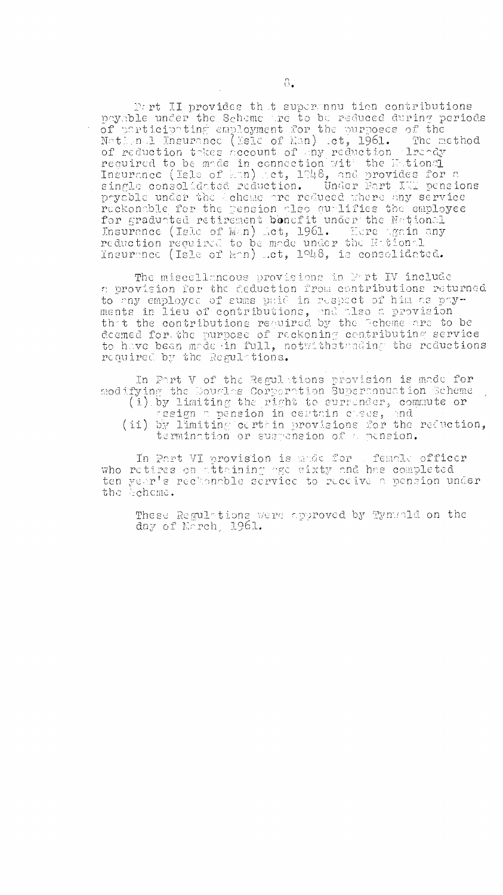Part II provides that superannuation contributions payable under the Scheme are to be reduced during periods of participating employment for the purposes of the National Insurance (Isle of Man) Act, 1961. The method of reduction takes account of any reduction already required to be made in connection with the National Insurance (Isle of Man) Act, 1948, and provides for a single consolidated reduction. Under Part III pensions payable under the Scheme are reduced where any service reckonable for the pension also qualifies the employee for graduated retirement benefit under the National Insurance (Isle of Man) Act, 1961. Here again any reduction required to be made under the National Insurance (Isle of Man) Act, 1948, is consolidated.

The miscellaneous provisions in Part IV include a provision for the deduction from contributions returned to any employee of sums paid in respect of him as payments in lieu of contributions, and also a provision that the contributions required by the Scheme are to be deemed for the purpose of reckoning contributing service to have been made in full, notwithstanding the reductions required by the Regulations.

In Part V of the Regulations provision is made for modifying the Douglas Corporation Superannuation Scheme

(i) by limiting the right to surrender, commute or assign a pension in certain cases, and
(ii) by limiting certain provisions for the reduction, termination or suspension of a pension.

In Part VI provision is made for a female officer who retires on attaining age sixty and has completed ten year's reckonable service to receive a pension under the Scheme.

These Regulations were approved by Tynwald on the day of March, 1961.